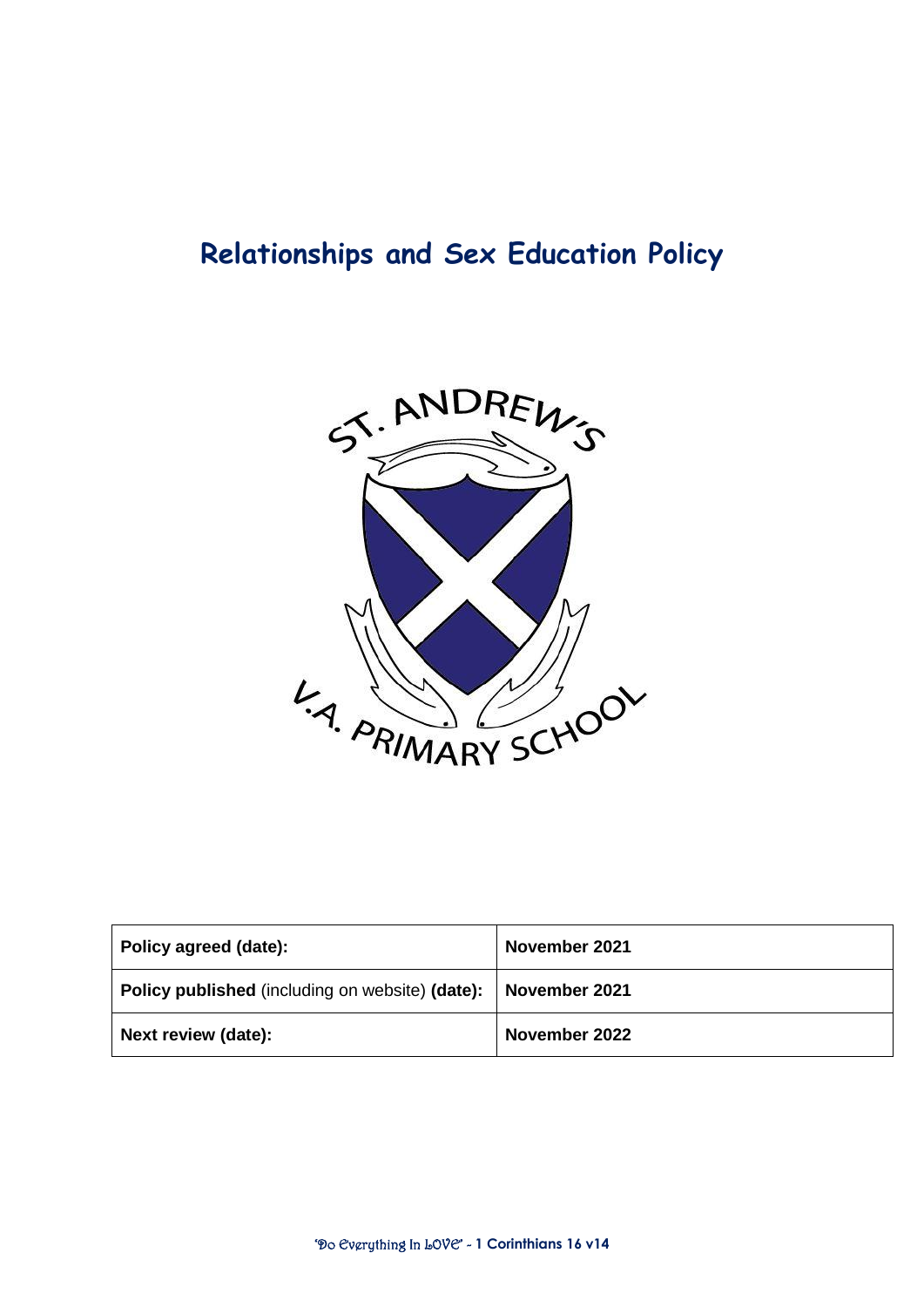# Relationships and Sex Education Policy

| Policy agreed (date): | November 2021 |
|---|---|
| **Policy published** (including on website) **(date):** | **November 2021** |
| **Next review (date):** | **November 2022** |

'Do Everything In LOVE' - 1 Corinthians 16 v14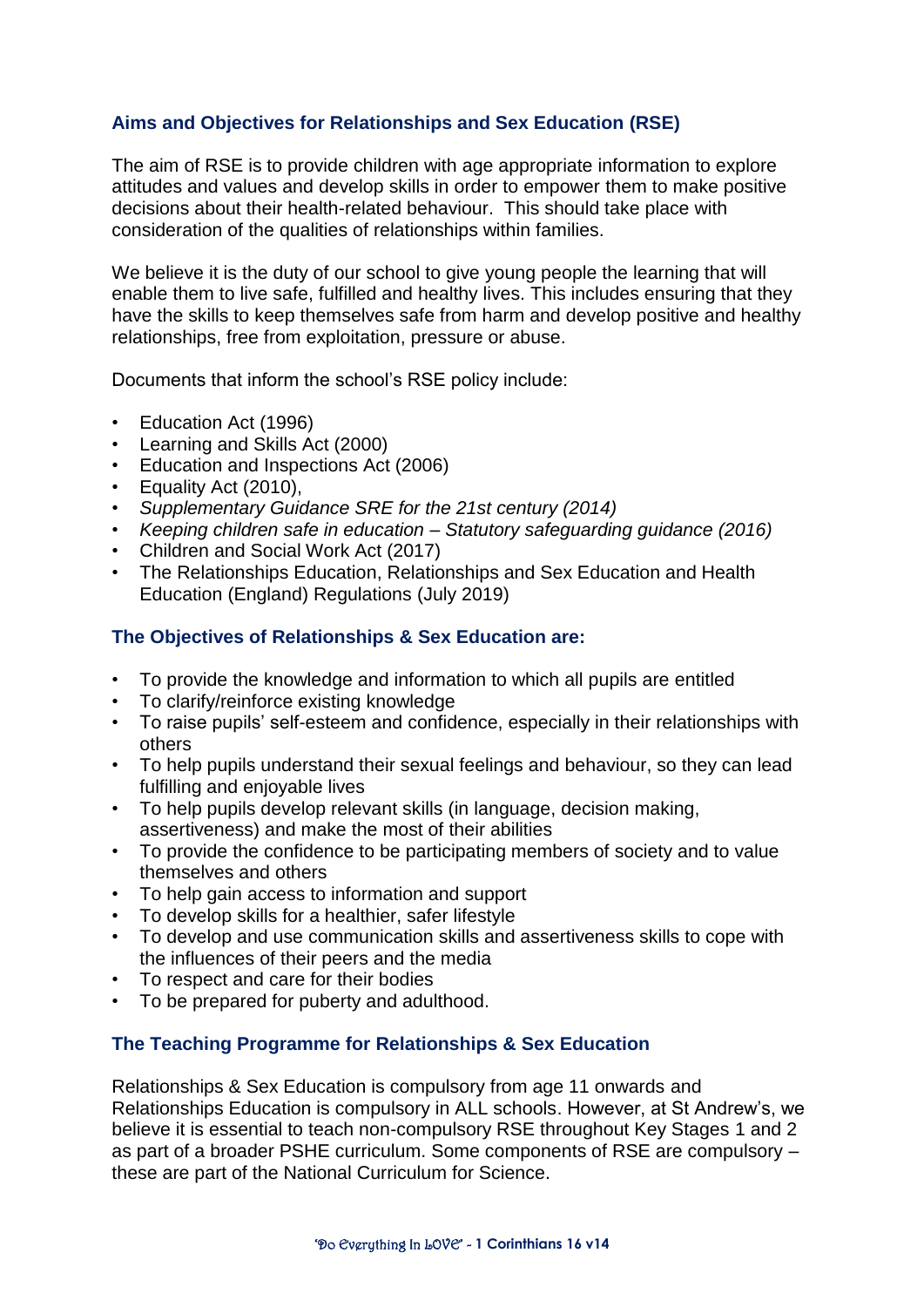## Aims and Objectives for Relationships and Sex Education (RSE)

The aim of RSE is to provide children with age appropriate information to explore attitudes and values and develop skills in order to empower them to make positive decisions about their health-related behaviour. This should take place with consideration of the qualities of relationships within families.

We believe it is the duty of our school to give young people the learning that will enable them to live safe, fulfilled and healthy lives. This includes ensuring that they have the skills to keep themselves safe from harm and develop positive and healthy relationships, free from exploitation, pressure or abuse.

Documents that inform the school's RSE policy include:

- Education Act (1996)
- Learning and Skills Act (2000)
- Education and Inspections Act (2006)
- Equality Act (2010),
- *Supplementary Guidance SRE for the 21st century (2014)*
- *Keeping children safe in education – Statutory safeguarding guidance (2016)*
- Children and Social Work Act (2017)
- The Relationships Education, Relationships and Sex Education and Health Education (England) Regulations (July 2019)

## The Objectives of Relationships & Sex Education are:

- To provide the knowledge and information to which all pupils are entitled
- To clarify/reinforce existing knowledge
- To raise pupils' self-esteem and confidence, especially in their relationships with others
- To help pupils understand their sexual feelings and behaviour, so they can lead fulfilling and enjoyable lives
- To help pupils develop relevant skills (in language, decision making, assertiveness) and make the most of their abilities
- To provide the confidence to be participating members of society and to value themselves and others
- To help gain access to information and support
- To develop skills for a healthier, safer lifestyle
- To develop and use communication skills and assertiveness skills to cope with the influences of their peers and the media
- To respect and care for their bodies
- To be prepared for puberty and adulthood.

## The Teaching Programme for Relationships & Sex Education

Relationships & Sex Education is compulsory from age 11 onwards and Relationships Education is compulsory in ALL schools. However, at St Andrew's, we believe it is essential to teach non-compulsory RSE throughout Key Stages 1 and 2 as part of a broader PSHE curriculum. Some components of RSE are compulsory – these are part of the National Curriculum for Science.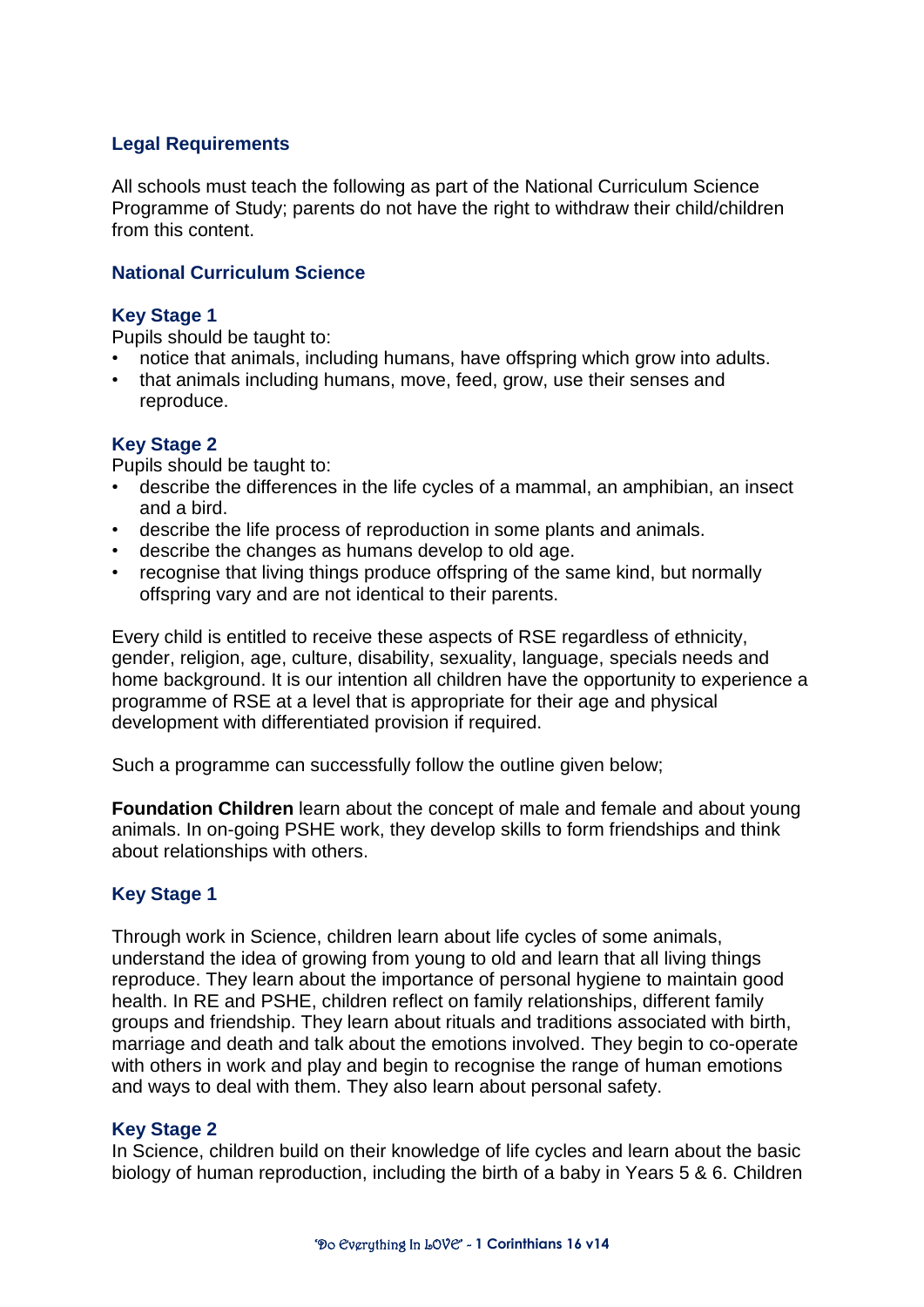### Legal Requirements

All schools must teach the following as part of the National Curriculum Science Programme of Study; parents do not have the right to withdraw their child/children from this content.

### National Curriculum Science

### Key Stage 1

Pupils should be taught to:

- notice that animals, including humans, have offspring which grow into adults.
- that animals including humans, move, feed, grow, use their senses and reproduce.

### Key Stage 2

Pupils should be taught to:

- describe the differences in the life cycles of a mammal, an amphibian, an insect and a bird.
- describe the life process of reproduction in some plants and animals.
- describe the changes as humans develop to old age.
- recognise that living things produce offspring of the same kind, but normally offspring vary and are not identical to their parents.

Every child is entitled to receive these aspects of RSE regardless of ethnicity, gender, religion, age, culture, disability, sexuality, language, specials needs and home background. It is our intention all children have the opportunity to experience a programme of RSE at a level that is appropriate for their age and physical development with differentiated provision if required.

Such a programme can successfully follow the outline given below;

**Foundation Children** learn about the concept of male and female and about young animals. In on-going PSHE work, they develop skills to form friendships and think about relationships with others.

### Key Stage 1

Through work in Science, children learn about life cycles of some animals, understand the idea of growing from young to old and learn that all living things reproduce. They learn about the importance of personal hygiene to maintain good health. In RE and PSHE, children reflect on family relationships, different family groups and friendship. They learn about rituals and traditions associated with birth, marriage and death and talk about the emotions involved. They begin to co-operate with others in work and play and begin to recognise the range of human emotions and ways to deal with them. They also learn about personal safety.

### Key Stage 2

In Science, children build on their knowledge of life cycles and learn about the basic biology of human reproduction, including the birth of a baby in Years 5 & 6. Children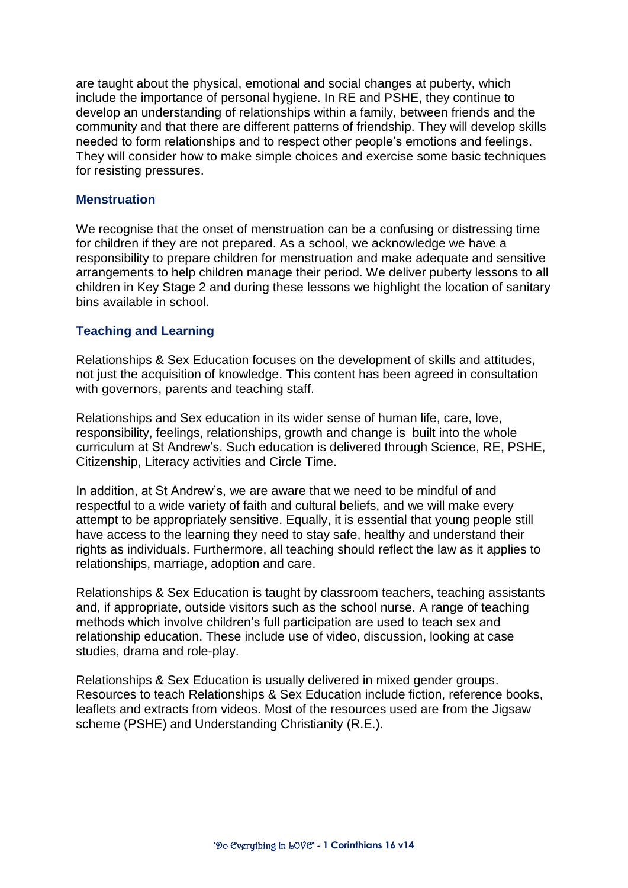are taught about the physical, emotional and social changes at puberty, which include the importance of personal hygiene. In RE and PSHE, they continue to develop an understanding of relationships within a family, between friends and the community and that there are different patterns of friendship. They will develop skills needed to form relationships and to respect other people's emotions and feelings. They will consider how to make simple choices and exercise some basic techniques for resisting pressures.

### Menstruation

We recognise that the onset of menstruation can be a confusing or distressing time for children if they are not prepared. As a school, we acknowledge we have a responsibility to prepare children for menstruation and make adequate and sensitive arrangements to help children manage their period. We deliver puberty lessons to all children in Key Stage 2 and during these lessons we highlight the location of sanitary bins available in school.

### Teaching and Learning

Relationships & Sex Education focuses on the development of skills and attitudes, not just the acquisition of knowledge. This content has been agreed in consultation with governors, parents and teaching staff.

Relationships and Sex education in its wider sense of human life, care, love, responsibility, feelings, relationships, growth and change is built into the whole curriculum at St Andrew's. Such education is delivered through Science, RE, PSHE, Citizenship, Literacy activities and Circle Time.

In addition, at St Andrew's, we are aware that we need to be mindful of and respectful to a wide variety of faith and cultural beliefs, and we will make every attempt to be appropriately sensitive. Equally, it is essential that young people still have access to the learning they need to stay safe, healthy and understand their rights as individuals. Furthermore, all teaching should reflect the law as it applies to relationships, marriage, adoption and care.

Relationships & Sex Education is taught by classroom teachers, teaching assistants and, if appropriate, outside visitors such as the school nurse. A range of teaching methods which involve children's full participation are used to teach sex and relationship education. These include use of video, discussion, looking at case studies, drama and role-play.

Relationships & Sex Education is usually delivered in mixed gender groups. Resources to teach Relationships & Sex Education include fiction, reference books, leaflets and extracts from videos. Most of the resources used are from the Jigsaw scheme (PSHE) and Understanding Christianity (R.E.).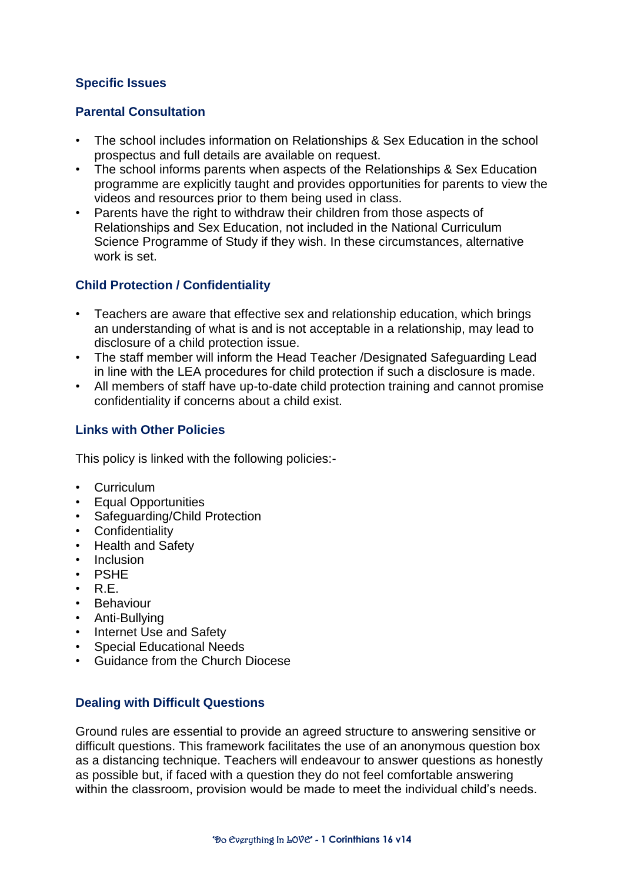## Specific Issues

### Parental Consultation

- The school includes information on Relationships & Sex Education in the school prospectus and full details are available on request.
- The school informs parents when aspects of the Relationships & Sex Education programme are explicitly taught and provides opportunities for parents to view the videos and resources prior to them being used in class.
- Parents have the right to withdraw their children from those aspects of Relationships and Sex Education, not included in the National Curriculum Science Programme of Study if they wish. In these circumstances, alternative work is set.

### Child Protection / Confidentiality

- Teachers are aware that effective sex and relationship education, which brings an understanding of what is and is not acceptable in a relationship, may lead to disclosure of a child protection issue.
- The staff member will inform the Head Teacher /Designated Safeguarding Lead in line with the LEA procedures for child protection if such a disclosure is made.
- All members of staff have up-to-date child protection training and cannot promise confidentiality if concerns about a child exist.

### Links with Other Policies

This policy is linked with the following policies:-

- Curriculum
- Equal Opportunities
- Safeguarding/Child Protection
- Confidentiality
- Health and Safety
- Inclusion
- PSHE
- R.E.
- Behaviour
- Anti-Bullying
- Internet Use and Safety
- Special Educational Needs
- Guidance from the Church Diocese

### Dealing with Difficult Questions

Ground rules are essential to provide an agreed structure to answering sensitive or difficult questions. This framework facilitates the use of an anonymous question box as a distancing technique. Teachers will endeavour to answer questions as honestly as possible but, if faced with a question they do not feel comfortable answering within the classroom, provision would be made to meet the individual child's needs.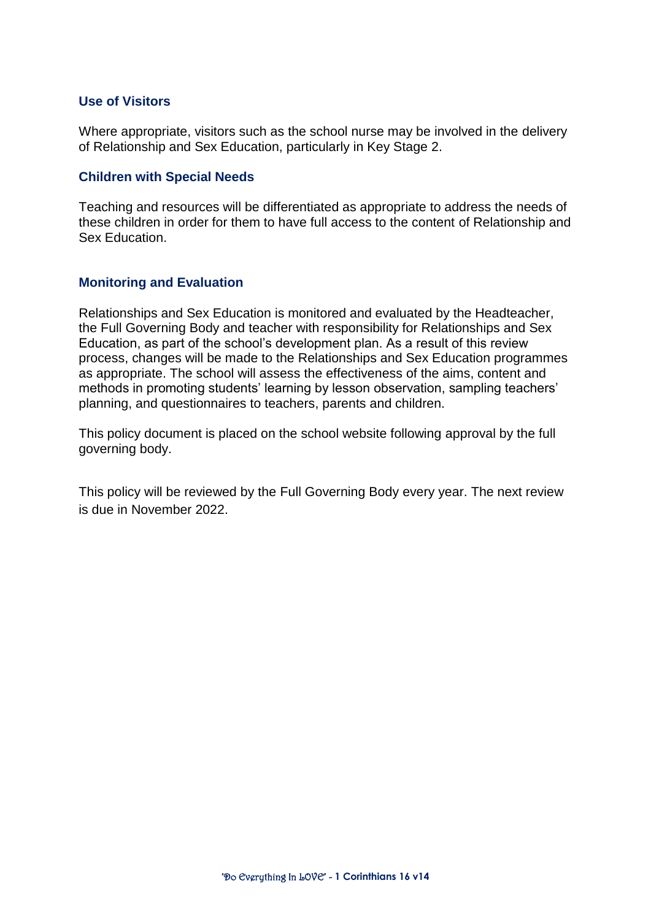### Use of Visitors

Where appropriate, visitors such as the school nurse may be involved in the delivery of Relationship and Sex Education, particularly in Key Stage 2.

### Children with Special Needs

Teaching and resources will be differentiated as appropriate to address the needs of these children in order for them to have full access to the content of Relationship and Sex Education.

### Monitoring and Evaluation

Relationships and Sex Education is monitored and evaluated by the Headteacher, the Full Governing Body and teacher with responsibility for Relationships and Sex Education, as part of the school's development plan. As a result of this review process, changes will be made to the Relationships and Sex Education programmes as appropriate. The school will assess the effectiveness of the aims, content and methods in promoting students' learning by lesson observation, sampling teachers' planning, and questionnaires to teachers, parents and children.

This policy document is placed on the school website following approval by the full governing body.

This policy will be reviewed by the Full Governing Body every year. The next review is due in November 2022.